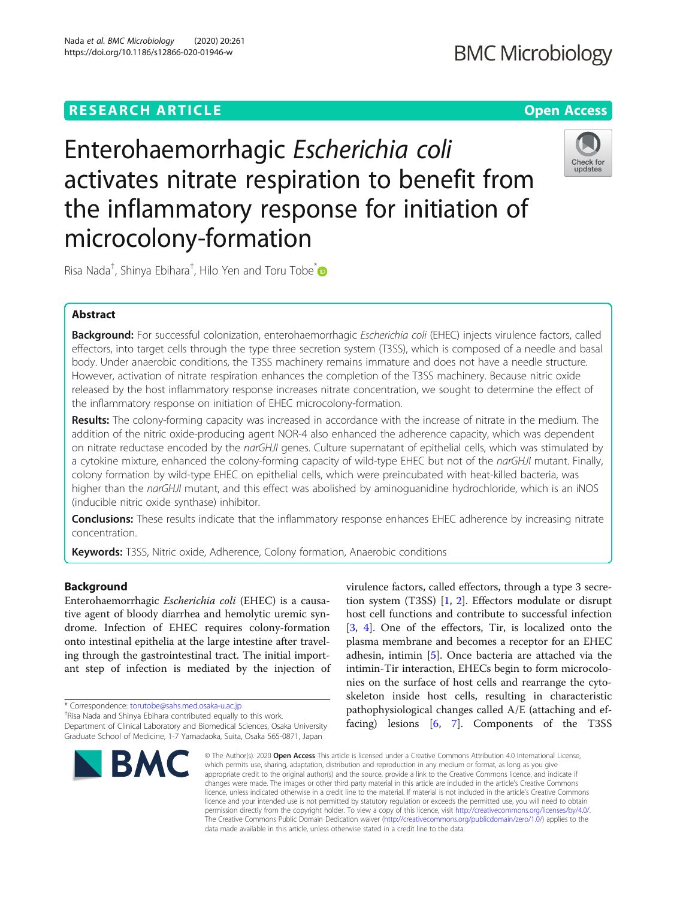# Enterohaemorrhagic *Escherichia coli* activates nitrate respiration to benefit from the inflammatory response for initiation of microcolony-formation

Risa Nada[†], Shinya Ebihara[†], Hilo Yen and Toru Tobe[*]

## Abstract

**Background:** For successful colonization, enterohaemorrhagic *Escherichia coli* (EHEC) injects virulence factors, called effectors, into target cells through the type three secretion system (T3SS), which is composed of a needle and basal body. Under anaerobic conditions, the T3SS machinery remains immature and does not have a needle structure. However, activation of nitrate respiration enhances the completion of the T3SS machinery. Because nitric oxide released by the host inflammatory response increases nitrate concentration, we sought to determine the effect of the inflammatory response on initiation of EHEC microcolony-formation.

**Results:** The colony-forming capacity was increased in accordance with the increase of nitrate in the medium. The addition of the nitric oxide-producing agent NOR-4 also enhanced the adherence capacity, which was dependent on nitrate reductase encoded by the *narGHJI* genes. Culture supernatant of epithelial cells, which was stimulated by a cytokine mixture, enhanced the colony-forming capacity of wild-type EHEC but not of the *narGHJI* mutant. Finally, colony formation by wild-type EHEC on epithelial cells, which were preincubated with heat-killed bacteria, was higher than the *narGHJI* mutant, and this effect was abolished by aminoguanidine hydrochloride, which is an iNOS (inducible nitric oxide synthase) inhibitor.

**Conclusions:** These results indicate that the inflammatory response enhances EHEC adherence by increasing nitrate concentration.

**Keywords:** T3SS, Nitric oxide, Adherence, Colony formation, Anaerobic conditions

## Background

Enterohaemorrhagic *Escherichia coli* (EHEC) is a causative agent of bloody diarrhea and hemolytic uremic syndrome. Infection of EHEC requires colony-formation onto intestinal epithelia at the large intestine after traveling through the gastrointestinal tract. The initial important step of infection is mediated by the injection of virulence factors, called effectors, through a type 3 secretion system (T3SS) [1, 2]. Effectors modulate or disrupt host cell functions and contribute to successful infection [3, 4]. One of the effectors, Tir, is localized onto the plasma membrane and becomes a receptor for an EHEC adhesin, intimin [5]. Once bacteria are attached via the intimin-Tir interaction, EHECs begin to form microcolonies on the surface of host cells and rearrange the cytoskeleton inside host cells, resulting in characteristic pathophysiological changes called A/E (attaching and effacing) lesions [6, 7]. Components of the T3SS

* Correspondence: torutobe@sahs.med.osaka-u.ac.jp

[†]Risa Nada and Shinya Ebihara contributed equally to this work.

Department of Clinical Laboratory and Biomedical Sciences, Osaka University Graduate School of Medicine, 1-7 Yamadaoka, Suita, Osaka 565-0871, Japan

© The Author(s). 2020 **Open Access** This article is licensed under a Creative Commons Attribution 4.0 International License, which permits use, sharing, adaptation, distribution and reproduction in any medium or format, as long as you give appropriate credit to the original author(s) and the source, provide a link to the Creative Commons licence, and indicate if changes were made. The images or other third party material in this article are included in the article's Creative Commons licence, unless indicated otherwise in a credit line to the material. If material is not included in the article's Creative Commons licence and your intended use is not permitted by statutory regulation or exceeds the permitted use, you will need to obtain permission directly from the copyright holder. To view a copy of this licence, visit http://creativecommons.org/licenses/by/4.0/. The Creative Commons Public Domain Dedication waiver (http://creativecommons.org/publicdomain/zero/1.0/) applies to the data made available in this article, unless otherwise stated in a credit line to the data.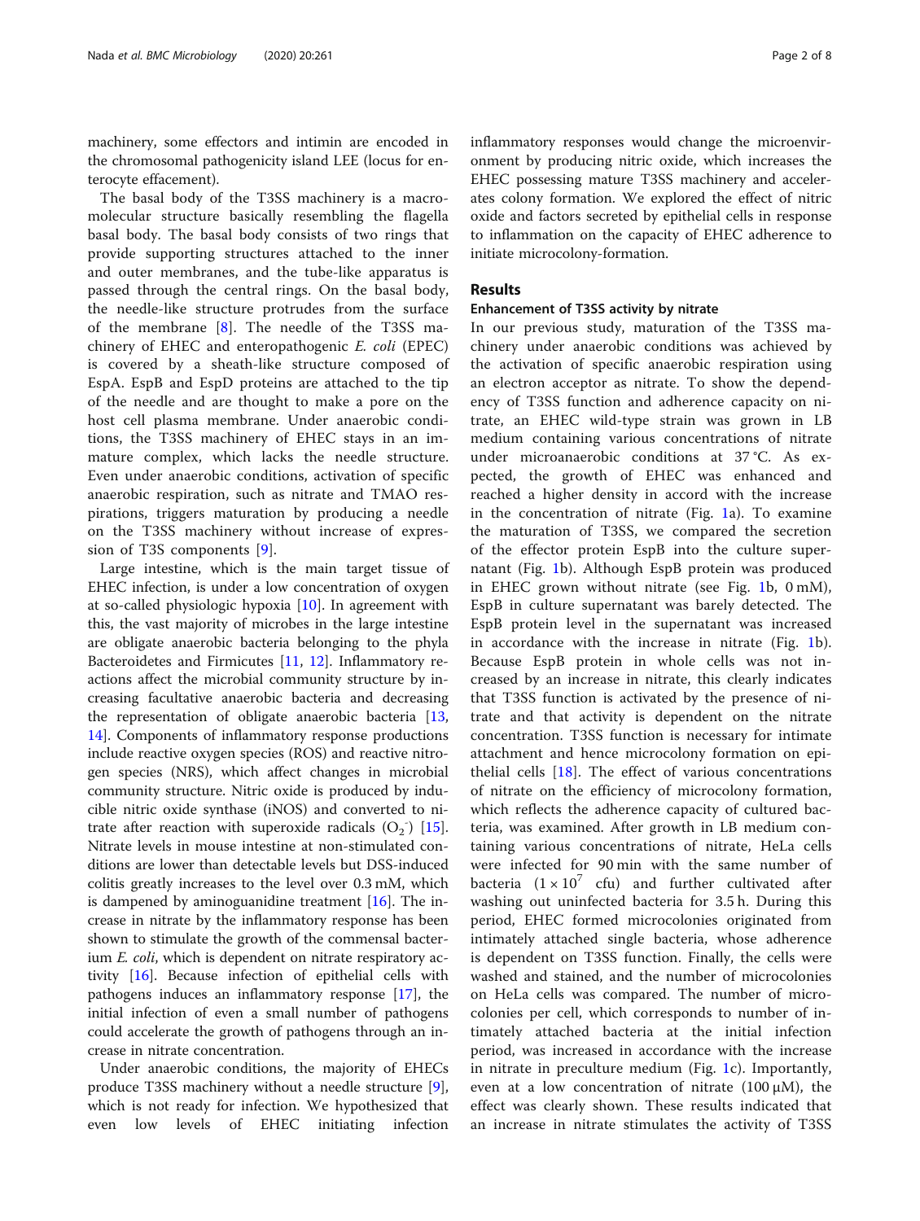machinery, some effectors and intimin are encoded in the chromosomal pathogenicity island LEE (locus for enterocyte effacement).

The basal body of the T3SS machinery is a macromolecular structure basically resembling the flagella basal body. The basal body consists of two rings that provide supporting structures attached to the inner and outer membranes, and the tube-like apparatus is passed through the central rings. On the basal body, the needle-like structure protrudes from the surface of the membrane [8]. The needle of the T3SS machinery of EHEC and enteropathogenic *E. coli* (EPEC) is covered by a sheath-like structure composed of EspA. EspB and EspD proteins are attached to the tip of the needle and are thought to make a pore on the host cell plasma membrane. Under anaerobic conditions, the T3SS machinery of EHEC stays in an immature complex, which lacks the needle structure. Even under anaerobic conditions, activation of specific anaerobic respiration, such as nitrate and TMAO respirations, triggers maturation by producing a needle on the T3SS machinery without increase of expression of T3S components [9].

Large intestine, which is the main target tissue of EHEC infection, is under a low concentration of oxygen at so-called physiologic hypoxia [10]. In agreement with this, the vast majority of microbes in the large intestine are obligate anaerobic bacteria belonging to the phyla Bacteroidetes and Firmicutes [11, 12]. Inflammatory reactions affect the microbial community structure by increasing facultative anaerobic bacteria and decreasing the representation of obligate anaerobic bacteria [13, 14]. Components of inflammatory response productions include reactive oxygen species (ROS) and reactive nitrogen species (NRS), which affect changes in microbial community structure. Nitric oxide is produced by inducible nitric oxide synthase (iNOS) and converted to nitrate after reaction with superoxide radicals ($O_2^-$) [15]. Nitrate levels in mouse intestine at non-stimulated conditions are lower than detectable levels but DSS-induced colitis greatly increases to the level over 0.3 mM, which is dampened by aminoguanidine treatment [16]. The increase in nitrate by the inflammatory response has been shown to stimulate the growth of the commensal bacterium *E. coli*, which is dependent on nitrate respiratory activity [16]. Because infection of epithelial cells with pathogens induces an inflammatory response [17], the initial infection of even a small number of pathogens could accelerate the growth of pathogens through an increase in nitrate concentration.

Under anaerobic conditions, the majority of EHECs produce T3SS machinery without a needle structure [9], which is not ready for infection. We hypothesized that even low levels of EHEC initiating infection inflammatory responses would change the microenvironment by producing nitric oxide, which increases the EHEC possessing mature T3SS machinery and accelerates colony formation. We explored the effect of nitric oxide and factors secreted by epithelial cells in response to inflammation on the capacity of EHEC adherence to initiate microcolony-formation.

## Results

### Enhancement of T3SS activity by nitrate

In our previous study, maturation of the T3SS machinery under anaerobic conditions was achieved by the activation of specific anaerobic respiration using an electron acceptor as nitrate. To show the dependency of T3SS function and adherence capacity on nitrate, an EHEC wild-type strain was grown in LB medium containing various concentrations of nitrate under microanaerobic conditions at 37 °C. As expected, the growth of EHEC was enhanced and reached a higher density in accord with the increase in the concentration of nitrate (Fig. 1a). To examine the maturation of T3SS, we compared the secretion of the effector protein EspB into the culture supernatant (Fig. 1b). Although EspB protein was produced in EHEC grown without nitrate (see Fig. 1b, 0 mM), EspB in culture supernatant was barely detected. The EspB protein level in the supernatant was increased in accordance with the increase in nitrate (Fig. 1b). Because EspB protein in whole cells was not increased by an increase in nitrate, this clearly indicates that T3SS function is activated by the presence of nitrate and that activity is dependent on the nitrate concentration. T3SS function is necessary for intimate attachment and hence microcolony formation on epithelial cells [18]. The effect of various concentrations of nitrate on the efficiency of microcolony formation, which reflects the adherence capacity of cultured bacteria, was examined. After growth in LB medium containing various concentrations of nitrate, HeLa cells were infected for 90 min with the same number of bacteria ($1 \times 10^7$ cfu) and further cultivated after washing out uninfected bacteria for 3.5 h. During this period, EHEC formed microcolonies originated from intimately attached single bacteria, whose adherence is dependent on T3SS function. Finally, the cells were washed and stained, and the number of microcolonies on HeLa cells was compared. The number of microcolonies per cell, which corresponds to number of intimately attached bacteria at the initial infection period, was increased in accordance with the increase in nitrate in preculture medium (Fig. 1c). Importantly, even at a low concentration of nitrate (100 μM), the effect was clearly shown. These results indicated that an increase in nitrate stimulates the activity of T3SS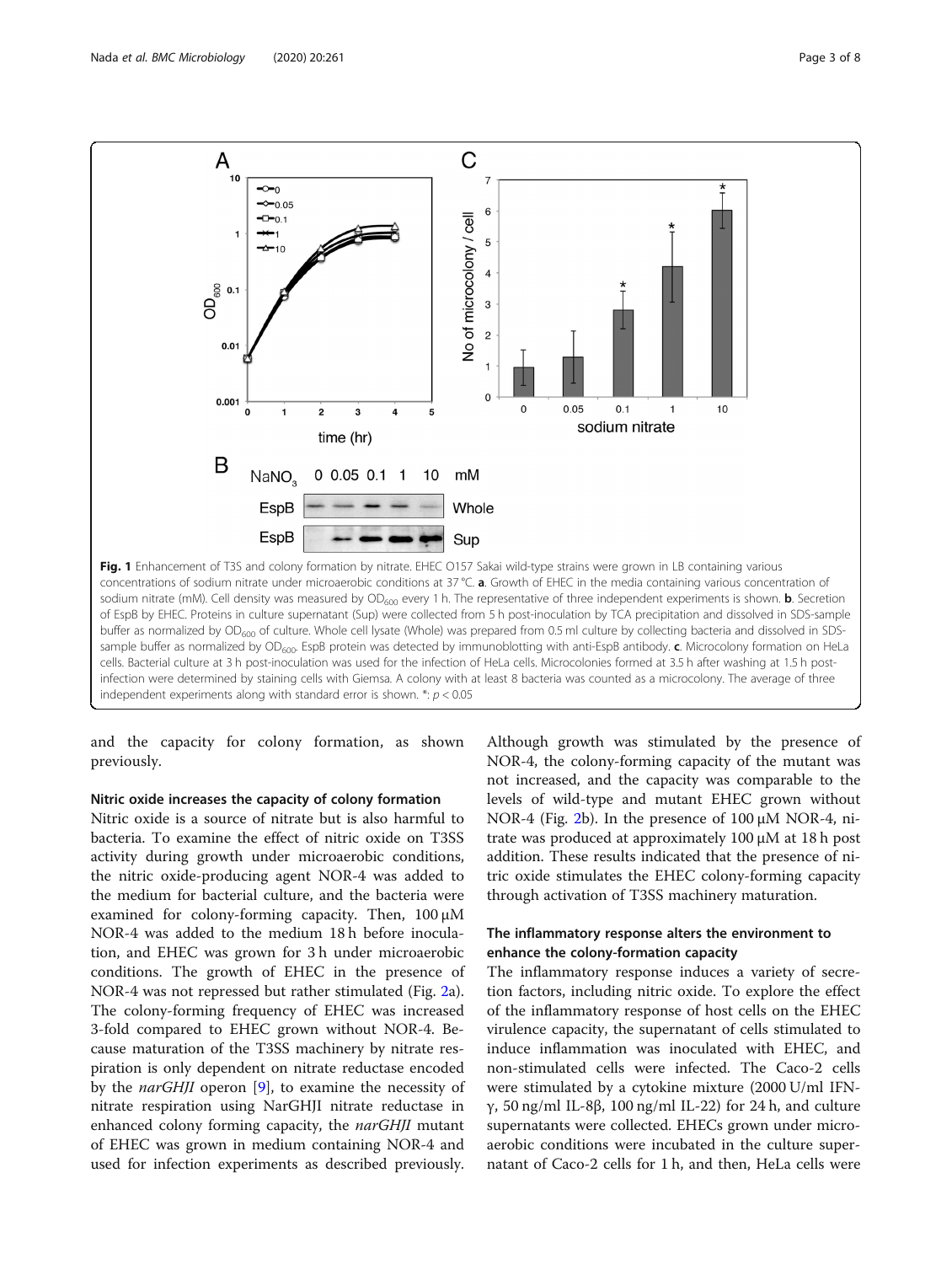**Fig. 1** Enhancement of T3S and colony formation by nitrate. EHEC O157 Sakai wild-type strains were grown in LB containing various concentrations of sodium nitrate under microaerobic conditions at 37 °C. **a**. Growth of EHEC in the media containing various concentration of sodium nitrate (mM). Cell density was measured by $OD_{600}$ every 1 h. The representative of three independent experiments is shown. **b**. Secretion of EspB by EHEC. Proteins in culture supernatant (Sup) were collected from 5 h post-inoculation by TCA precipitation and dissolved in SDS-sample buffer as normalized by $OD_{600}$ of culture. Whole cell lysate (Whole) was prepared from 0.5 ml culture by collecting bacteria and dissolved in SDS-sample buffer as normalized by $OD_{600}$. EspB protein was detected by immunoblotting with anti-EspB antibody. **c**. Microcolony formation on HeLa cells. Bacterial culture at 3 h post-inoculation was used for the infection of HeLa cells. Microcolonies formed at 3.5 h after washing at 1.5 h post-infection were determined by staining cells with Giemsa. A colony with at least 8 bacteria was counted as a microcolony. The average of three independent experiments along with standard error is shown. *: $p < 0.05$

and the capacity for colony formation, as shown previously.

### Nitric oxide increases the capacity of colony formation

Nitric oxide is a source of nitrate but is also harmful to bacteria. To examine the effect of nitric oxide on T3SS activity during growth under microaerobic conditions, the nitric oxide-producing agent NOR-4 was added to the medium for bacterial culture, and the bacteria were examined for colony-forming capacity. Then, 100 μM NOR-4 was added to the medium 18 h before inoculation, and EHEC was grown for 3 h under microaerobic conditions. The growth of EHEC in the presence of NOR-4 was not repressed but rather stimulated (Fig. 2a). The colony-forming frequency of EHEC was increased 3-fold compared to EHEC grown without NOR-4. Because maturation of the T3SS machinery by nitrate respiration is only dependent on nitrate reductase encoded by the *narGHJI* operon [9], to examine the necessity of nitrate respiration using NarGHJI nitrate reductase in enhanced colony forming capacity, the *narGHJI* mutant of EHEC was grown in medium containing NOR-4 and used for infection experiments as described previously. Although growth was stimulated by the presence of NOR-4, the colony-forming capacity of the mutant was not increased, and the capacity was comparable to the levels of wild-type and mutant EHEC grown without NOR-4 (Fig. 2b). In the presence of 100 μM NOR-4, nitrate was produced at approximately 100 μM at 18 h post addition. These results indicated that the presence of nitric oxide stimulates the EHEC colony-forming capacity through activation of T3SS machinery maturation.

### The inflammatory response alters the environment to enhance the colony-formation capacity

The inflammatory response induces a variety of secretion factors, including nitric oxide. To explore the effect of the inflammatory response of host cells on the EHEC virulence capacity, the supernatant of cells stimulated to induce inflammation was inoculated with EHEC, and non-stimulated cells were infected. The Caco-2 cells were stimulated by a cytokine mixture (2000 U/ml IFN-γ, 50 ng/ml IL-8β, 100 ng/ml IL-22) for 24 h, and culture supernatants were collected. EHECs grown under microaerobic conditions were incubated in the culture supernatant of Caco-2 cells for 1 h, and then, HeLa cells were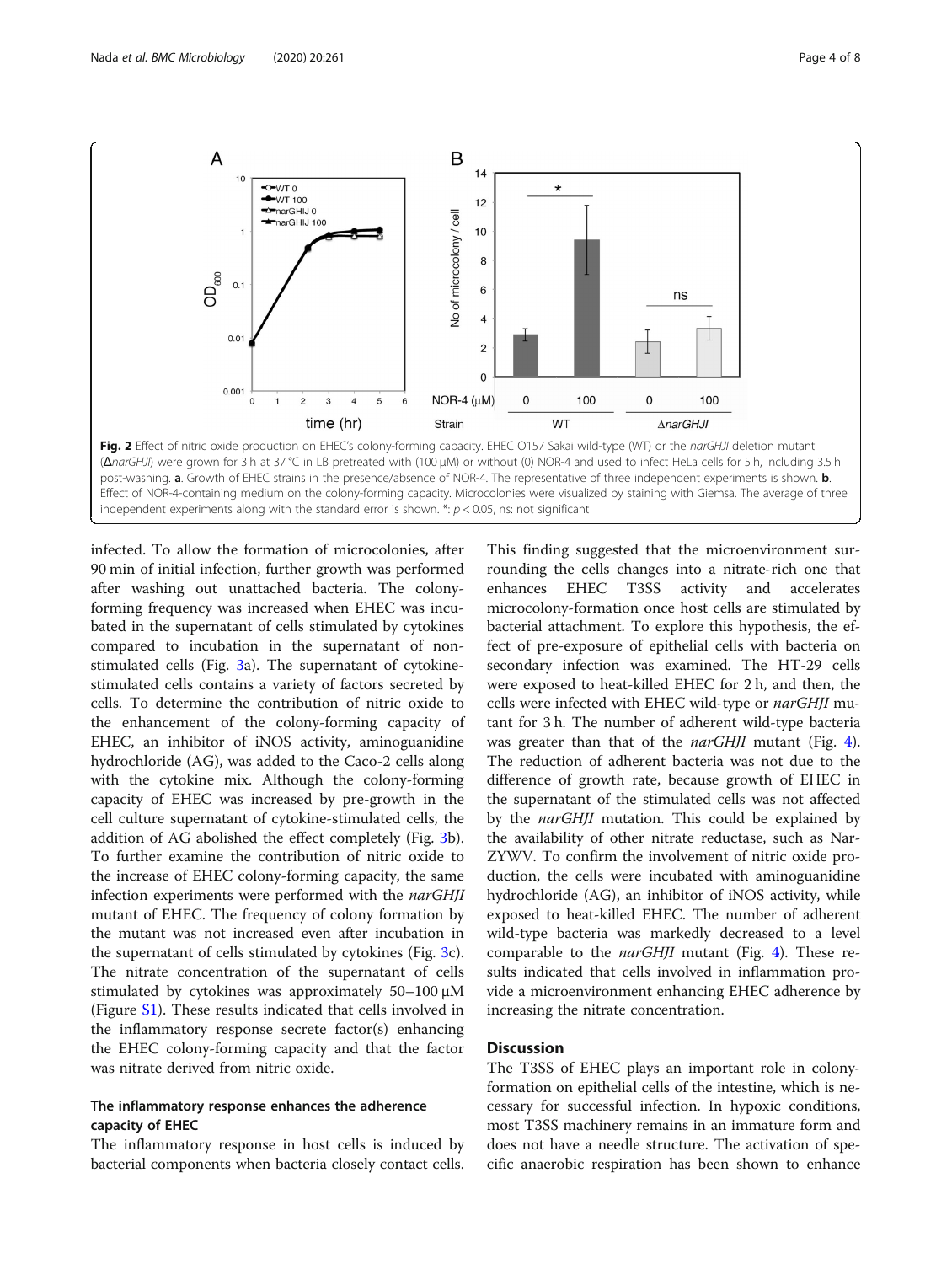**Fig. 2** Effect of nitric oxide production on EHEC's colony-forming capacity. EHEC O157 Sakai wild-type (WT) or the *narGHJI* deletion mutant (Δ*narGHJI*) were grown for 3 h at 37 °C in LB pretreated with (100 μM) or without (0) NOR-4 and used to infect HeLa cells for 5 h, including 3.5 h post-washing. **a**. Growth of EHEC strains in the presence/absence of NOR-4. The representative of three independent experiments is shown. **b**. Effect of NOR-4-containing medium on the colony-forming capacity. Microcolonies were visualized by staining with Giemsa. The average of three independent experiments along with the standard error is shown. *: $p < 0.05$, ns: not significant

infected. To allow the formation of microcolonies, after 90 min of initial infection, further growth was performed after washing out unattached bacteria. The colony-forming frequency was increased when EHEC was incubated in the supernatant of cells stimulated by cytokines compared to incubation in the supernatant of non-stimulated cells (Fig. 3a). The supernatant of cytokine-stimulated cells contains a variety of factors secreted by cells. To determine the contribution of nitric oxide to the enhancement of the colony-forming capacity of EHEC, an inhibitor of iNOS activity, aminoguanidine hydrochloride (AG), was added to the Caco-2 cells along with the cytokine mix. Although the colony-forming capacity of EHEC was increased by pre-growth in the cell culture supernatant of cytokine-stimulated cells, the addition of AG abolished the effect completely (Fig. 3b). To further examine the contribution of nitric oxide to the increase of EHEC colony-forming capacity, the same infection experiments were performed with the *narGHJI* mutant of EHEC. The frequency of colony formation by the mutant was not increased even after incubation in the supernatant of cells stimulated by cytokines (Fig. 3c). The nitrate concentration of the supernatant of cells stimulated by cytokines was approximately 50–100 μM (Figure S1). These results indicated that cells involved in the inflammatory response secrete factor(s) enhancing the EHEC colony-forming capacity and that the factor was nitrate derived from nitric oxide.

### The inflammatory response enhances the adherence capacity of EHEC

The inflammatory response in host cells is induced by bacterial components when bacteria closely contact cells. This finding suggested that the microenvironment surrounding the cells changes into a nitrate-rich one that enhances EHEC T3SS activity and accelerates microcolony-formation once host cells are stimulated by bacterial attachment. To explore this hypothesis, the effect of pre-exposure of epithelial cells with bacteria on secondary infection was examined. The HT-29 cells were exposed to heat-killed EHEC for 2 h, and then, the cells were infected with EHEC wild-type or *narGHJI* mutant for 3 h. The number of adherent wild-type bacteria was greater than that of the *narGHJI* mutant (Fig. 4). The reduction of adherent bacteria was not due to the difference of growth rate, because growth of EHEC in the supernatant of the stimulated cells was not affected by the *narGHJI* mutation. This could be explained by the availability of other nitrate reductase, such as NarZYWV. To confirm the involvement of nitric oxide production, the cells were incubated with aminoguanidine hydrochloride (AG), an inhibitor of iNOS activity, while exposed to heat-killed EHEC. The number of adherent wild-type bacteria was markedly decreased to a level comparable to the *narGHJI* mutant (Fig. 4). These results indicated that cells involved in inflammation provide a microenvironment enhancing EHEC adherence by increasing the nitrate concentration.

## Discussion

The T3SS of EHEC plays an important role in colony-formation on epithelial cells of the intestine, which is necessary for successful infection. In hypoxic conditions, most T3SS machinery remains in an immature form and does not have a needle structure. The activation of specific anaerobic respiration has been shown to enhance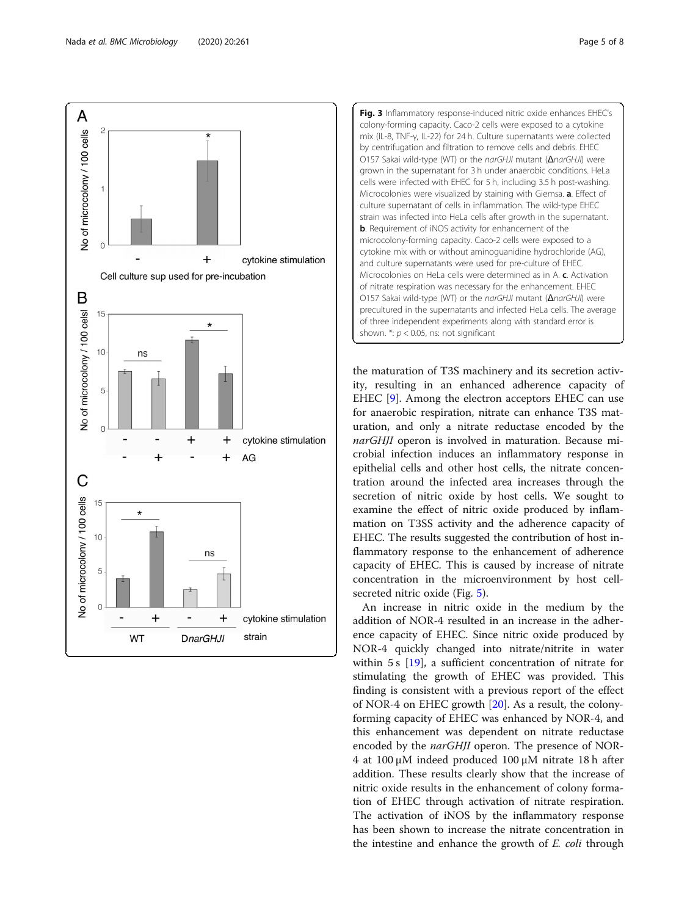**Fig. 3** Inflammatory response-induced nitric oxide enhances EHEC's colony-forming capacity. Caco-2 cells were exposed to a cytokine mix (IL-8, TNF-γ, IL-22) for 24 h. Culture supernatants were collected by centrifugation and filtration to remove cells and debris. EHEC O157 Sakai wild-type (WT) or the *narGHJI* mutant (Δ*narGHJI*) were grown in the supernatant for 3 h under anaerobic conditions. HeLa cells were infected with EHEC for 5 h, including 3.5 h post-washing. Microcolonies were visualized by staining with Giemsa. **a**. Effect of culture supernatant of cells in inflammation. The wild-type EHEC strain was infected into HeLa cells after growth in the supernatant. **b**. Requirement of iNOS activity for enhancement of the microcolony-forming capacity. Caco-2 cells were exposed to a cytokine mix with or without aminoguanidine hydrochloride (AG), and culture supernatants were used for pre-culture of EHEC. Microcolonies on HeLa cells were determined as in A. **c**. Activation of nitrate respiration was necessary for the enhancement. EHEC O157 Sakai wild-type (WT) or the *narGHJI* mutant (Δ*narGHJI*) were precultured in the supernatants and infected HeLa cells. The average of three independent experiments along with standard error is shown. *: $p < 0.05$, ns: not significant

the maturation of T3S machinery and its secretion activity, resulting in an enhanced adherence capacity of EHEC [9]. Among the electron acceptors EHEC can use for anaerobic respiration, nitrate can enhance T3S maturation, and only a nitrate reductase encoded by the *narGHJI* operon is involved in maturation. Because microbial infection induces an inflammatory response in epithelial cells and other host cells, the nitrate concentration around the infected area increases through the secretion of nitric oxide by host cells. We sought to examine the effect of nitric oxide produced by inflammation on T3SS activity and the adherence capacity of EHEC. The results suggested the contribution of host inflammatory response to the enhancement of adherence capacity of EHEC. This is caused by increase of nitrate concentration in the microenvironment by host cell-secreted nitric oxide (Fig. 5).

An increase in nitric oxide in the medium by the addition of NOR-4 resulted in an increase in the adherence capacity of EHEC. Since nitric oxide produced by NOR-4 quickly changed into nitrate/nitrite in water within 5 s [19], a sufficient concentration of nitrate for stimulating the growth of EHEC was provided. This finding is consistent with a previous report of the effect of NOR-4 on EHEC growth [20]. As a result, the colony-forming capacity of EHEC was enhanced by NOR-4, and this enhancement was dependent on nitrate reductase encoded by the *narGHJI* operon. The presence of NOR-4 at 100 μM indeed produced 100 μM nitrate 18 h after addition. These results clearly show that the increase of nitric oxide results in the enhancement of colony formation of EHEC through activation of nitrate respiration. The activation of iNOS by the inflammatory response has been shown to increase the nitrate concentration in the intestine and enhance the growth of *E. coli* through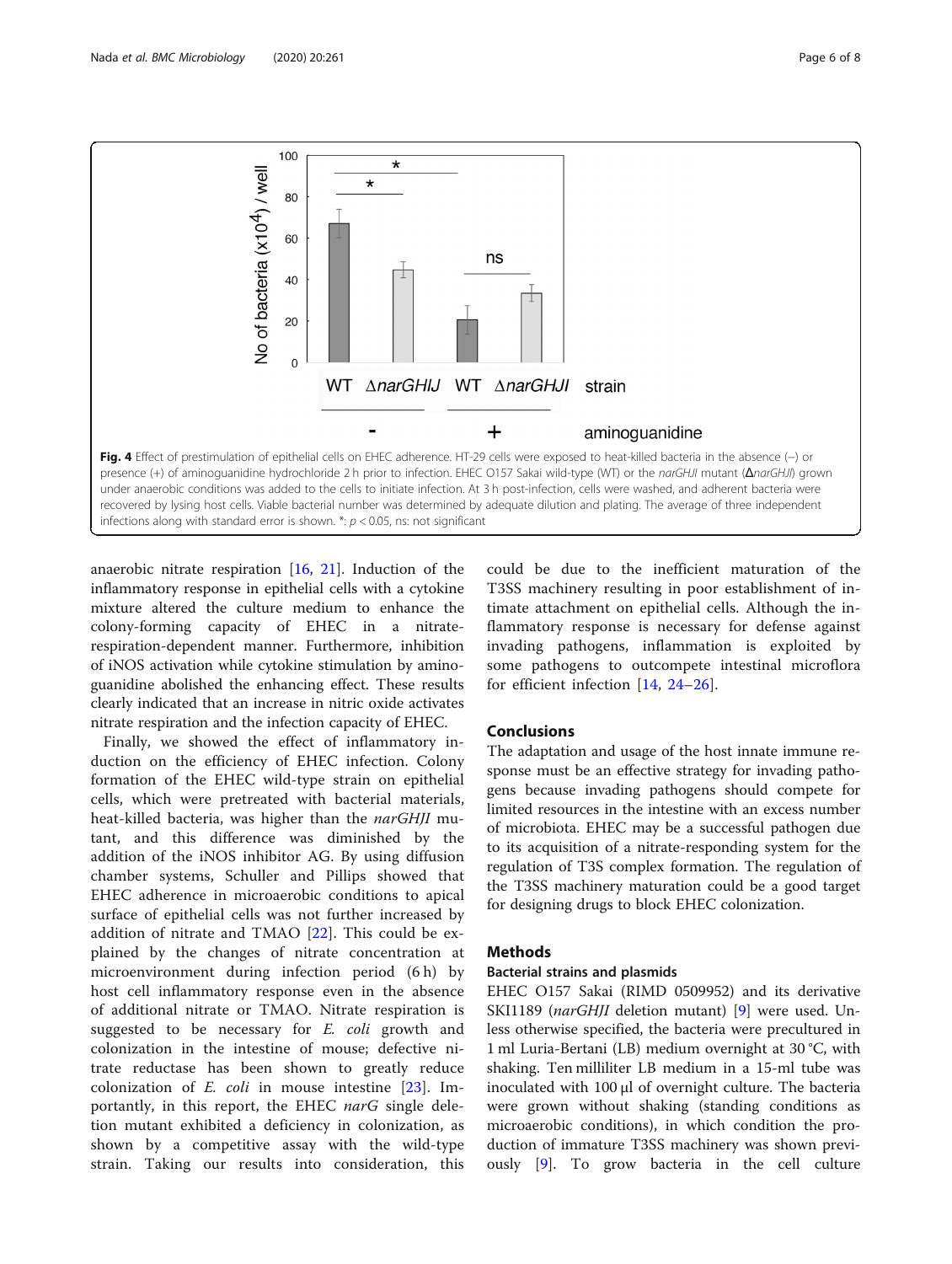**Fig. 4** Effect of prestimulation of epithelial cells on EHEC adherence. HT-29 cells were exposed to heat-killed bacteria in the absence (–) or presence (+) of aminoguanidine hydrochloride 2 h prior to infection. EHEC O157 Sakai wild-type (WT) or the *narGHJI* mutant (Δ*narGHJI*) grown under anaerobic conditions was added to the cells to initiate infection. At 3 h post-infection, cells were washed, and adherent bacteria were recovered by lysing host cells. Viable bacterial number was determined by adequate dilution and plating. The average of three independent infections along with standard error is shown. *: $p < 0.05$, ns: not significant

anaerobic nitrate respiration [16, 21]. Induction of the inflammatory response in epithelial cells with a cytokine mixture altered the culture medium to enhance the colony-forming capacity of EHEC in a nitrate-respiration-dependent manner. Furthermore, inhibition of iNOS activation while cytokine stimulation by aminoguanidine abolished the enhancing effect. These results clearly indicated that an increase in nitric oxide activates nitrate respiration and the infection capacity of EHEC.

Finally, we showed the effect of inflammatory induction on the efficiency of EHEC infection. Colony formation of the EHEC wild-type strain on epithelial cells, which were pretreated with bacterial materials, heat-killed bacteria, was higher than the *narGHJI* mutant, and this difference was diminished by the addition of the iNOS inhibitor AG. By using diffusion chamber systems, Schuller and Pillips showed that EHEC adherence in microaerobic conditions to apical surface of epithelial cells was not further increased by addition of nitrate and TMAO [22]. This could be explained by the changes of nitrate concentration at microenvironment during infection period (6 h) by host cell inflammatory response even in the absence of additional nitrate or TMAO. Nitrate respiration is suggested to be necessary for *E. coli* growth and colonization in the intestine of mouse; defective nitrate reductase has been shown to greatly reduce colonization of *E. coli* in mouse intestine [23]. Importantly, in this report, the EHEC *narG* single deletion mutant exhibited a deficiency in colonization, as shown by a competitive assay with the wild-type strain. Taking our results into consideration, this could be due to the inefficient maturation of the T3SS machinery resulting in poor establishment of intimate attachment on epithelial cells. Although the inflammatory response is necessary for defense against invading pathogens, inflammation is exploited by some pathogens to outcompete intestinal microflora for efficient infection [14, 24–26].

## Conclusions

The adaptation and usage of the host innate immune response must be an effective strategy for invading pathogens because invading pathogens should compete for limited resources in the intestine with an excess number of microbiota. EHEC may be a successful pathogen due to its acquisition of a nitrate-responding system for the regulation of T3S complex formation. The regulation of the T3SS machinery maturation could be a good target for designing drugs to block EHEC colonization.

## Methods

### Bacterial strains and plasmids

EHEC O157 Sakai (RIMD 0509952) and its derivative SKI1189 (*narGHJI* deletion mutant) [9] were used. Unless otherwise specified, the bacteria were precultured in 1 ml Luria-Bertani (LB) medium overnight at 30 °C, with shaking. Ten milliliter LB medium in a 15-ml tube was inoculated with 100 μl of overnight culture. The bacteria were grown without shaking (standing conditions as microaerobic conditions), in which condition the production of immature T3SS machinery was shown previously [9]. To grow bacteria in the cell culture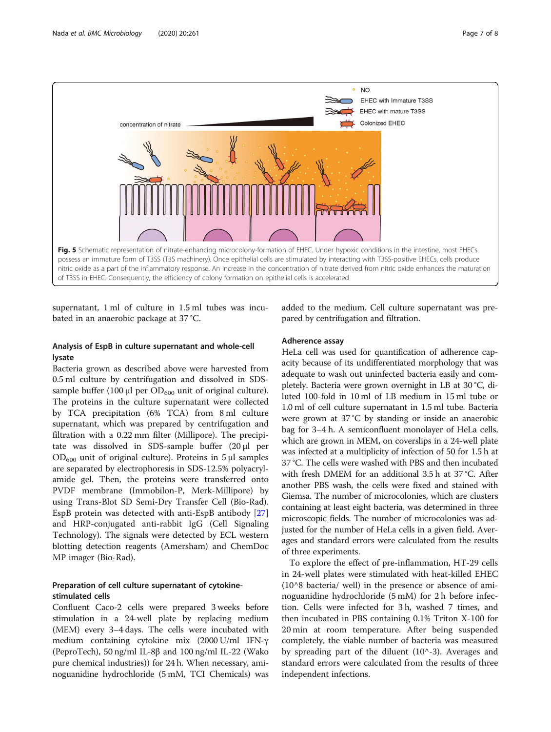**Fig. 5** Schematic representation of nitrate-enhancing microcolony-formation of EHEC. Under hypoxic conditions in the intestine, most EHECs possess an immature form of T3SS (T3S machinery). Once epithelial cells are stimulated by interacting with T3SS-positive EHECs, cells produce nitric oxide as a part of the inflammatory response. An increase in the concentration of nitrate derived from nitric oxide enhances the maturation of T3SS in EHEC. Consequently, the efficiency of colony formation on epithelial cells is accelerated

supernatant, 1 ml of culture in 1.5 ml tubes was incubated in an anaerobic package at 37 °C.

### Analysis of EspB in culture supernatant and whole-cell lysate

Bacteria grown as described above were harvested from 0.5 ml culture by centrifugation and dissolved in SDS-sample buffer (100 μl per $OD_{600}$ unit of original culture). The proteins in the culture supernatant were collected by TCA precipitation (6% TCA) from 8 ml culture supernatant, which was prepared by centrifugation and filtration with a 0.22 mm filter (Millipore). The precipitate was dissolved in SDS-sample buffer (20 μl per $OD_{600}$ unit of original culture). Proteins in 5 μl samples are separated by electrophoresis in SDS-12.5% polyacrylamide gel. Then, the proteins were transferred onto PVDF membrane (Immobilon-P, Merk-Millipore) by using Trans-Blot SD Semi-Dry Transfer Cell (Bio-Rad). EspB protein was detected with anti-EspB antibody [27] and HRP-conjugated anti-rabbit IgG (Cell Signaling Technology). The signals were detected by ECL western blotting detection reagents (Amersham) and ChemDoc MP imager (Bio-Rad).

### Preparation of cell culture supernatant of cytokine-stimulated cells

Confluent Caco-2 cells were prepared 3 weeks before stimulation in a 24-well plate by replacing medium (MEM) every 3–4 days. The cells were incubated with medium containing cytokine mix (2000 U/ml IFN-γ (PeproTech), 50 ng/ml IL-8β and 100 ng/ml IL-22 (Wako pure chemical industries)) for 24 h. When necessary, aminoguanidine hydrochloride (5 mM, TCI Chemicals) was added to the medium. Cell culture supernatant was prepared by centrifugation and filtration.

### Adherence assay

HeLa cell was used for quantification of adherence capacity because of its undifferentiated morphology that was adequate to wash out uninfected bacteria easily and completely. Bacteria were grown overnight in LB at 30 °C, diluted 100-fold in 10 ml of LB medium in 15 ml tube or 1.0 ml of cell culture supernatant in 1.5 ml tube. Bacteria were grown at 37 °C by standing or inside an anaerobic bag for 3–4 h. A semiconfluent monolayer of HeLa cells, which are grown in MEM, on coverslips in a 24-well plate was infected at a multiplicity of infection of 50 for 1.5 h at 37 °C. The cells were washed with PBS and then incubated with fresh DMEM for an additional 3.5 h at 37 °C. After another PBS wash, the cells were fixed and stained with Giemsa. The number of microcolonies, which are clusters containing at least eight bacteria, was determined in three microscopic fields. The number of microcolonies was adjusted for the number of HeLa cells in a given field. Averages and standard errors were calculated from the results of three experiments.

To explore the effect of pre-inflammation, HT-29 cells in 24-well plates were stimulated with heat-killed EHEC ($10^8$ bacteria/ well) in the presence or absence of aminoguanidine hydrochloride (5 mM) for 2 h before infection. Cells were infected for 3 h, washed 7 times, and then incubated in PBS containing 0.1% Triton X-100 for 20 min at room temperature. After being suspended completely, the viable number of bacteria was measured by spreading part of the diluent ($10^{-3}$). Averages and standard errors were calculated from the results of three independent infections.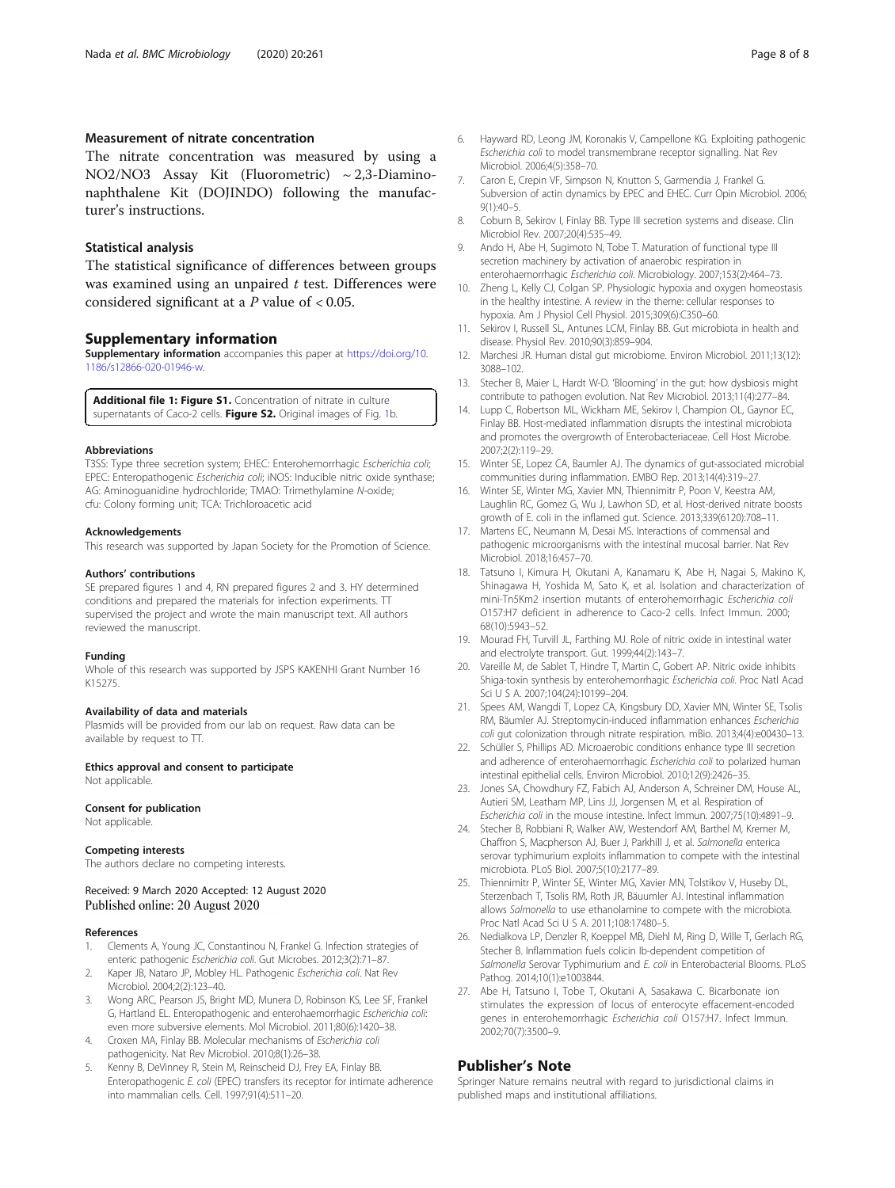### Measurement of nitrate concentration

The nitrate concentration was measured by using a NO2/NO3 Assay Kit (Fluorometric) ~2,3-Diaminonaphthalene Kit (DOJINDO) following the manufacturer's instructions.

### Statistical analysis

The statistical significance of differences between groups was examined using an unpaired *t* test. Differences were considered significant at a *P* value of < 0.05.

## Supplementary information

**Supplementary information** accompanies this paper at https://doi.org/10.1186/s12866-020-01946-w.

**Additional file 1: Figure S1.** Concentration of nitrate in culture supernatants of Caco-2 cells. **Figure S2.** Original images of Fig. 1b.

#### Abbreviations

T3SS: Type three secretion system; EHEC: Enterohemorrhagic *Escherichia coli*; EPEC: Enteropathogenic *Escherichia coli*; iNOS: Inducible nitric oxide synthase; AG: Aminoguanidine hydrochloride; TMAO: Trimethylamine *N*-oxide; cfu: Colony forming unit; TCA: Trichloroacetic acid

#### Acknowledgements

This research was supported by Japan Society for the Promotion of Science.

#### Authors' contributions

SE prepared figures 1 and 4, RN prepared figures 2 and 3. HY determined conditions and prepared the materials for infection experiments. TT supervised the project and wrote the main manuscript text. All authors reviewed the manuscript.

#### Funding

Whole of this research was supported by JSPS KAKENHI Grant Number 16 K15275.

#### Availability of data and materials

Plasmids will be provided from our lab on request. Raw data can be available by request to TT.

#### Ethics approval and consent to participate

Not applicable.

#### Consent for publication

Not applicable.

#### Competing interests

The authors declare no competing interests.

Received: 9 March 2020 Accepted: 12 August 2020
Published online: 20 August 2020

#### References

1. Clements A, Young JC, Constantinou N, Frankel G. Infection strategies of enteric pathogenic *Escherichia coli*. Gut Microbes. 2012;3(2):71–87.
2. Kaper JB, Nataro JP, Mobley HL. Pathogenic *Escherichia coli*. Nat Rev Microbiol. 2004;2(2):123–40.
3. Wong ARC, Pearson JS, Bright MD, Munera D, Robinson KS, Lee SF, Frankel G, Hartland EL. Enteropathogenic and enterohaemorrhagic *Escherichia coli*: even more subversive elements. Mol Microbiol. 2011;80(6):1420–38.
4. Croxen MA, Finlay BB. Molecular mechanisms of *Escherichia coli* pathogenicity. Nat Rev Microbiol. 2010;8(1):26–38.
5. Kenny B, DeVinney R, Stein M, Reinscheid DJ, Frey EA, Finlay BB. Enteropathogenic *E. coli* (EPEC) transfers its receptor for intimate adherence into mammalian cells. Cell. 1997;91(4):511–20.
6. Hayward RD, Leong JM, Koronakis V, Campellone KG. Exploiting pathogenic *Escherichia coli* to model transmembrane receptor signalling. Nat Rev Microbiol. 2006;4(5):358–70.
7. Caron E, Crepin VF, Simpson N, Knutton S, Garmendia J, Frankel G. Subversion of actin dynamics by EPEC and EHEC. Curr Opin Microbiol. 2006;9(1):40–5.
8. Coburn B, Sekirov I, Finlay BB. Type III secretion systems and disease. Clin Microbiol Rev. 2007;20(4):535–49.
9. Ando H, Abe H, Sugimoto N, Tobe T. Maturation of functional type III secretion machinery by activation of anaerobic respiration in enterohaemorrhagic *Escherichia coli*. Microbiology. 2007;153(2):464–73.
10. Zheng L, Kelly CJ, Colgan SP. Physiologic hypoxia and oxygen homeostasis in the healthy intestine. A review in the theme: cellular responses to hypoxia. Am J Physiol Cell Physiol. 2015;309(6):C350–60.
11. Sekirov I, Russell SL, Antunes LCM, Finlay BB. Gut microbiota in health and disease. Physiol Rev. 2010;90(3):859–904.
12. Marchesi JR. Human distal gut microbiome. Environ Microbiol. 2011;13(12):3088–102.
13. Stecher B, Maier L, Hardt W-D. 'Blooming' in the gut: how dysbiosis might contribute to pathogen evolution. Nat Rev Microbiol. 2013;11(4):277–84.
14. Lupp C, Robertson ML, Wickham ME, Sekirov I, Champion OL, Gaynor EC, Finlay BB. Host-mediated inflammation disrupts the intestinal microbiota and promotes the overgrowth of Enterobacteriaceae. Cell Host Microbe. 2007;2(2):119–29.
15. Winter SE, Lopez CA, Baumler AJ. The dynamics of gut-associated microbial communities during inflammation. EMBO Rep. 2013;14(4):319–27.
16. Winter SE, Winter MG, Xavier MN, Thiennimitr P, Poon V, Keestra AM, Laughlin RC, Gomez G, Wu J, Lawhon SD, et al. Host-derived nitrate boosts growth of E. coli in the inflamed gut. Science. 2013;339(6120):708–11.
17. Martens EC, Neumann M, Desai MS. Interactions of commensal and pathogenic microorganisms with the intestinal mucosal barrier. Nat Rev Microbiol. 2018;16:457–70.
18. Tatsuno I, Kimura H, Okutani A, Kanamaru K, Abe H, Nagai S, Makino K, Shinagawa H, Yoshida M, Sato K, et al. Isolation and characterization of mini-Tn5Km2 insertion mutants of enterohemorrhagic *Escherichia coli* O157:H7 deficient in adherence to Caco-2 cells. Infect Immun. 2000;68(10):5943–52.
19. Mourad FH, Turvill JL, Farthing MJ. Role of nitric oxide in intestinal water and electrolyte transport. Gut. 1999;44(2):143–7.
20. Vareille M, de Sablet T, Hindre T, Martin C, Gobert AP. Nitric oxide inhibits Shiga-toxin synthesis by enterohemorrhagic *Escherichia coli*. Proc Natl Acad Sci U S A. 2007;104(24):10199–204.
21. Spees AM, Wangdi T, Lopez CA, Kingsbury DD, Xavier MN, Winter SE, Tsolis RM, Bäumler AJ. Streptomycin-induced inflammation enhances *Escherichia coli* gut colonization through nitrate respiration. mBio. 2013;4(4):e00430–13.
22. Schüller S, Phillips AD. Microaerobic conditions enhance type III secretion and adherence of enterohaemorrhagic *Escherichia coli* to polarized human intestinal epithelial cells. Environ Microbiol. 2010;12(9):2426–35.
23. Jones SA, Chowdhury FZ, Fabich AJ, Anderson A, Schreiner DM, House AL, Autieri SM, Leatham MP, Lins JJ, Jorgensen M, et al. Respiration of *Escherichia coli* in the mouse intestine. Infect Immun. 2007;75(10):4891–9.
24. Stecher B, Robbiani R, Walker AW, Westendorf AM, Barthel M, Kremer M, Chaffron S, Macpherson AJ, Buer J, Parkhill J, et al. *Salmonella* enterica serovar typhimurium exploits inflammation to compete with the intestinal microbiota. PLoS Biol. 2007;5(10):2177–89.
25. Thiennimitr P, Winter SE, Winter MG, Xavier MN, Tolstikov V, Huseby DL, Sterzenbach T, Tsolis RM, Roth JR, Bäumler AJ. Intestinal inflammation allows *Salmonella* to use ethanolamine to compete with the microbiota. Proc Natl Acad Sci U S A. 2011;108:17480–5.
26. Nedialkova LP, Denzler R, Koeppel MB, Diehl M, Ring D, Wille T, Gerlach RG, Stecher B. Inflammation fuels colicin Ib-dependent competition of *Salmonella* Serovar Typhimurium and *E. coli* in Enterobacterial Blooms. PLoS Pathog. 2014;10(1):e1003844.
27. Abe H, Tatsuno I, Tobe T, Okutani A, Sasakawa C. Bicarbonate ion stimulates the expression of locus of enterocyte effacement-encoded genes in enterohemorrhagic *Escherichia coli* O157:H7. Infect Immun. 2002;70(7):3500–9.

## Publisher's Note

Springer Nature remains neutral with regard to jurisdictional claims in published maps and institutional affiliations.